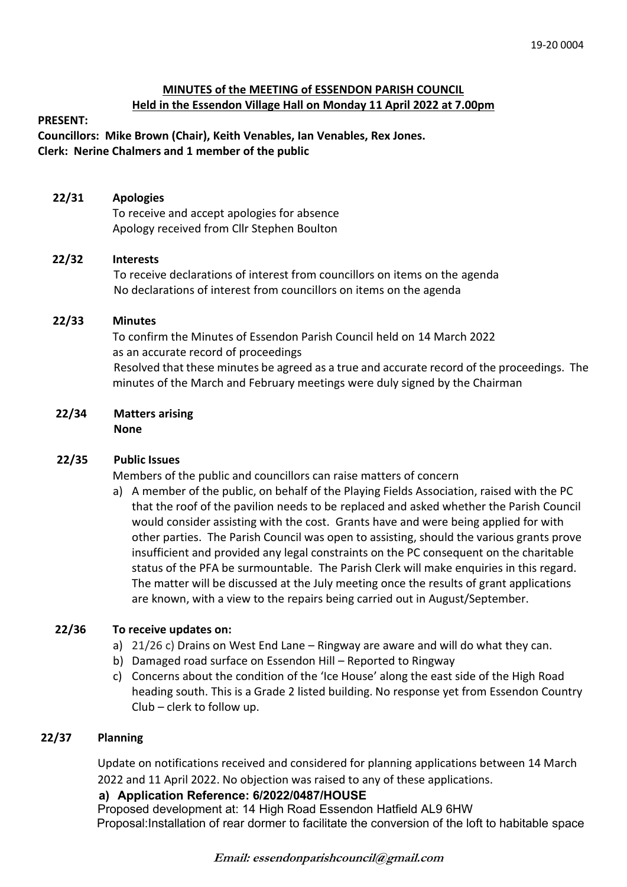**MINUTES of the MEETING of ESSENDON PARISH COUNCIL**
**Held in the Essendon Village Hall on Monday 11 April 2022 at 7.00pm**

**PRESENT:**
**Councillors: Mike Brown (Chair), Keith Venables, Ian Venables, Rex Jones.**
**Clerk: Nerine Chalmers and 1 member of the public**

**22/31 Apologies**

To receive and accept apologies for absence
Apology received from Cllr Stephen Boulton

**22/32 Interests**

To receive declarations of interest from councillors on items on the agenda
No declarations of interest from councillors on items on the agenda

**22/33 Minutes**

To confirm the Minutes of Essendon Parish Council held on 14 March 2022 as an accurate record of proceedings
Resolved that these minutes be agreed as a true and accurate record of the proceedings. The minutes of the March and February meetings were duly signed by the Chairman

**22/34 Matters arising**
**None**

**22/35 Public Issues**

Members of the public and councillors can raise matters of concern

a) A member of the public, on behalf of the Playing Fields Association, raised with the PC that the roof of the pavilion needs to be replaced and asked whether the Parish Council would consider assisting with the cost. Grants have and were being applied for with other parties. The Parish Council was open to assisting, should the various grants prove insufficient and provided any legal constraints on the PC consequent on the charitable status of the PFA be surmountable. The Parish Clerk will make enquiries in this regard. The matter will be discussed at the July meeting once the results of grant applications are known, with a view to the repairs being carried out in August/September.

**22/36 To receive updates on:**

a) 21/26 c) Drains on West End Lane – Ringway are aware and will do what they can.
b) Damaged road surface on Essendon Hill – Reported to Ringway
c) Concerns about the condition of the 'Ice House' along the east side of the High Road heading south. This is a Grade 2 listed building. No response yet from Essendon Country Club – clerk to follow up.

**22/37 Planning**

Update on notifications received and considered for planning applications between 14 March 2022 and 11 April 2022. No objection was raised to any of these applications.

**a) Application Reference: 6/2022/0487/HOUSE**
Proposed development at: 14 High Road Essendon Hatfield AL9 6HW
Proposal:Installation of rear dormer to facilitate the conversion of the loft to habitable space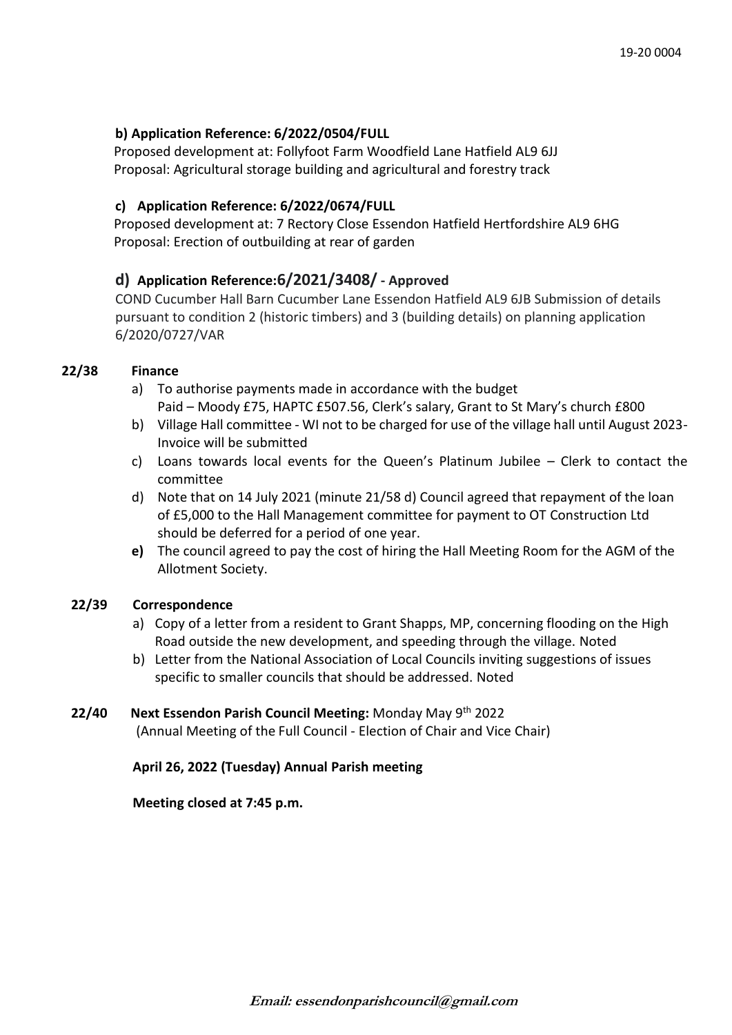**b) Application Reference: 6/2022/0504/FULL**

Proposed development at: Follyfoot Farm Woodfield Lane Hatfield AL9 6JJ
Proposal: Agricultural storage building and agricultural and forestry track

**c) Application Reference: 6/2022/0674/FULL**

Proposed development at: 7 Rectory Close Essendon Hatfield Hertfordshire AL9 6HG
Proposal: Erection of outbuilding at rear of garden

**d) Application Reference:6/2021/3408/ - Approved**

COND Cucumber Hall Barn Cucumber Lane Essendon Hatfield AL9 6JB Submission of details pursuant to condition 2 (historic timbers) and 3 (building details) on planning application 6/2020/0727/VAR

**22/38 Finance**

a) To authorise payments made in accordance with the budget
Paid – Moody £75, HAPTC £507.56, Clerk's salary, Grant to St Mary's church £800

b) Village Hall committee - WI not to be charged for use of the village hall until August 2023- Invoice will be submitted

c) Loans towards local events for the Queen's Platinum Jubilee – Clerk to contact the committee

d) Note that on 14 July 2021 (minute 21/58 d) Council agreed that repayment of the loan of £5,000 to the Hall Management committee for payment to OT Construction Ltd should be deferred for a period of one year.

**e)** The council agreed to pay the cost of hiring the Hall Meeting Room for the AGM of the Allotment Society.

**22/39 Correspondence**

a) Copy of a letter from a resident to Grant Shapps, MP, concerning flooding on the High Road outside the new development, and speeding through the village. Noted

b) Letter from the National Association of Local Councils inviting suggestions of issues specific to smaller councils that should be addressed. Noted

**22/40 Next Essendon Parish Council Meeting:** Monday May 9th 2022
(Annual Meeting of the Full Council - Election of Chair and Vice Chair)

**April 26, 2022 (Tuesday) Annual Parish meeting**

**Meeting closed at 7:45 p.m.**

**Email: essendonparishcouncil@gmail.com**